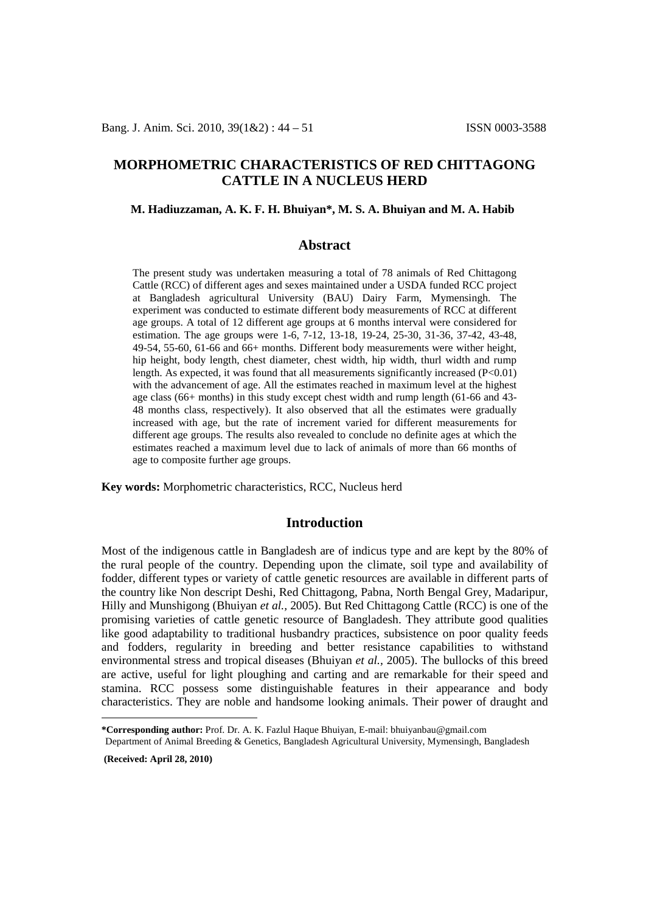# MORPHOMETRIC CHARACTERISTICS OF RED CHITTAGONG CATTLE IN A NUCLEUS HERD

**M. Hadiuzzaman, A. K. F. H. Bhuiyan\*, M. S. A. Bhuiyan and M. A. Habib**

## Abstract

The present study was undertaken measuring a total of 78 animals of Red Chittagong Cattle (RCC) of different ages and sexes maintained under a USDA funded RCC project at Bangladesh agricultural University (BAU) Dairy Farm, Mymensingh. The experiment was conducted to estimate different body measurements of RCC at different age groups. A total of 12 different age groups at 6 months interval were considered for estimation. The age groups were 1-6, 7-12, 13-18, 19-24, 25-30, 31-36, 37-42, 43-48, 49-54, 55-60, 61-66 and 66+ months. Different body measurements were wither height, hip height, body length, chest diameter, chest width, hip width, thurl width and rump length. As expected, it was found that all measurements significantly increased ($P<0.01$) with the advancement of age. All the estimates reached in maximum level at the highest age class (66+ months) in this study except chest width and rump length (61-66 and 43-48 months class, respectively). It also observed that all the estimates were gradually increased with age, but the rate of increment varied for different measurements for different age groups. The results also revealed to conclude no definite ages at which the estimates reached a maximum level due to lack of animals of more than 66 months of age to composite further age groups.

**Key words:** Morphometric characteristics, RCC, Nucleus herd

## Introduction

Most of the indigenous cattle in Bangladesh are of indicus type and are kept by the 80% of the rural people of the country. Depending upon the climate, soil type and availability of fodder, different types or variety of cattle genetic resources are available in different parts of the country like Non descript Deshi, Red Chittagong, Pabna, North Bengal Grey, Madaripur, Hilly and Munshigong (Bhuiyan *et al.,* 2005). But Red Chittagong Cattle (RCC) is one of the promising varieties of cattle genetic resource of Bangladesh. They attribute good qualities like good adaptability to traditional husbandry practices, subsistence on poor quality feeds and fodders, regularity in breeding and better resistance capabilities to withstand environmental stress and tropical diseases (Bhuiyan *et al.,* 2005). The bullocks of this breed are active, useful for light ploughing and carting and are remarkable for their speed and stamina. RCC possess some distinguishable features in their appearance and body characteristics. They are noble and handsome looking animals. Their power of draught and

---

**\*Corresponding author:** Prof. Dr. A. K. Fazlul Haque Bhuiyan, E-mail: bhuiyanbau@gmail.com
Department of Animal Breeding & Genetics, Bangladesh Agricultural University, Mymensingh, Bangladesh

**(Received: April 28, 2010)**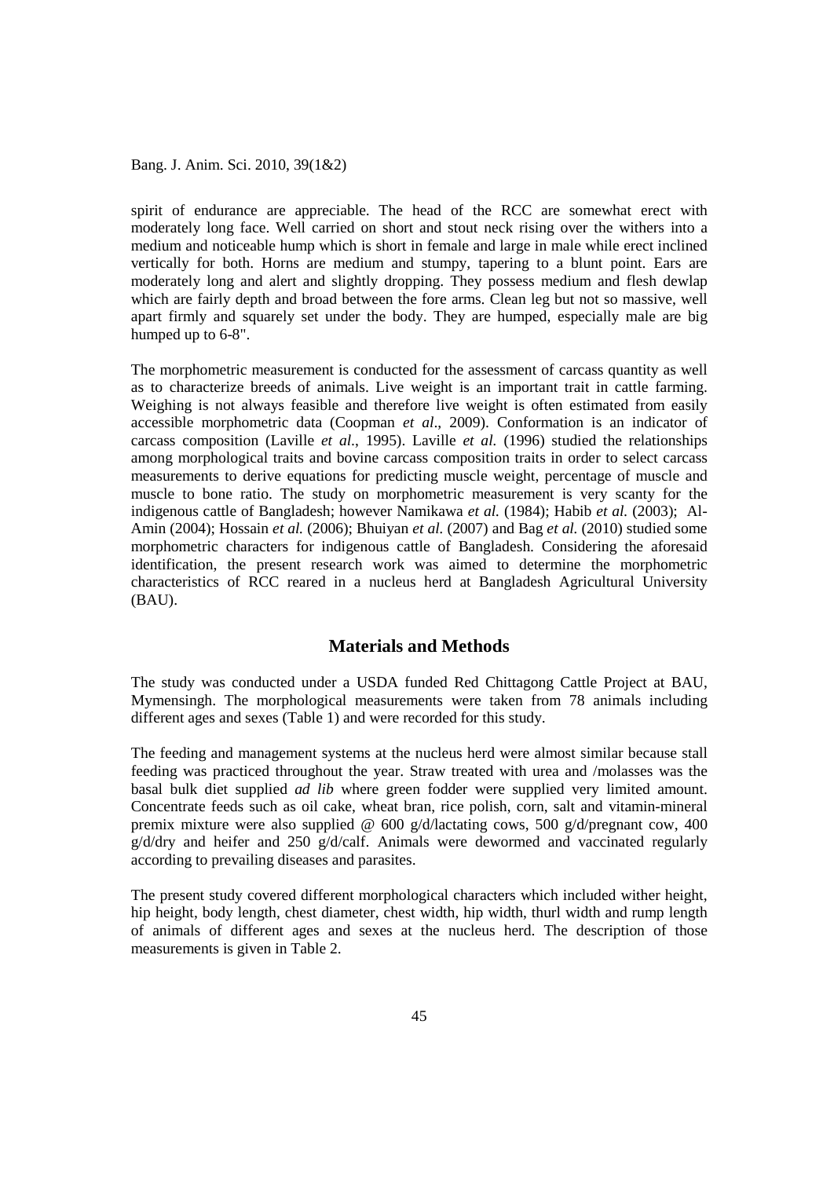spirit of endurance are appreciable. The head of the RCC are somewhat erect with moderately long face. Well carried on short and stout neck rising over the withers into a medium and noticeable hump which is short in female and large in male while erect inclined vertically for both. Horns are medium and stumpy, tapering to a blunt point. Ears are moderately long and alert and slightly dropping. They possess medium and flesh dewlap which are fairly depth and broad between the fore arms. Clean leg but not so massive, well apart firmly and squarely set under the body. They are humped, especially male are big humped up to 6-8".

The morphometric measurement is conducted for the assessment of carcass quantity as well as to characterize breeds of animals. Live weight is an important trait in cattle farming. Weighing is not always feasible and therefore live weight is often estimated from easily accessible morphometric data (Coopman *et al*., 2009). Conformation is an indicator of carcass composition (Laville *et al*., 1995). Laville *et al.* (1996) studied the relationships among morphological traits and bovine carcass composition traits in order to select carcass measurements to derive equations for predicting muscle weight, percentage of muscle and muscle to bone ratio. The study on morphometric measurement is very scanty for the indigenous cattle of Bangladesh; however Namikawa *et al.* (1984); Habib *et al.* (2003); Al-Amin (2004); Hossain *et al.* (2006); Bhuiyan *et al.* (2007) and Bag *et al.* (2010) studied some morphometric characters for indigenous cattle of Bangladesh. Considering the aforesaid identification, the present research work was aimed to determine the morphometric characteristics of RCC reared in a nucleus herd at Bangladesh Agricultural University (BAU).

## Materials and Methods

The study was conducted under a USDA funded Red Chittagong Cattle Project at BAU, Mymensingh. The morphological measurements were taken from 78 animals including different ages and sexes (Table 1) and were recorded for this study.

The feeding and management systems at the nucleus herd were almost similar because stall feeding was practiced throughout the year. Straw treated with urea and /molasses was the basal bulk diet supplied *ad lib* where green fodder were supplied very limited amount. Concentrate feeds such as oil cake, wheat bran, rice polish, corn, salt and vitamin-mineral premix mixture were also supplied @ 600 g/d/lactating cows, 500 g/d/pregnant cow, 400 g/d/dry and heifer and 250 g/d/calf. Animals were dewormed and vaccinated regularly according to prevailing diseases and parasites.

The present study covered different morphological characters which included wither height, hip height, body length, chest diameter, chest width, hip width, thurl width and rump length of animals of different ages and sexes at the nucleus herd. The description of those measurements is given in Table 2.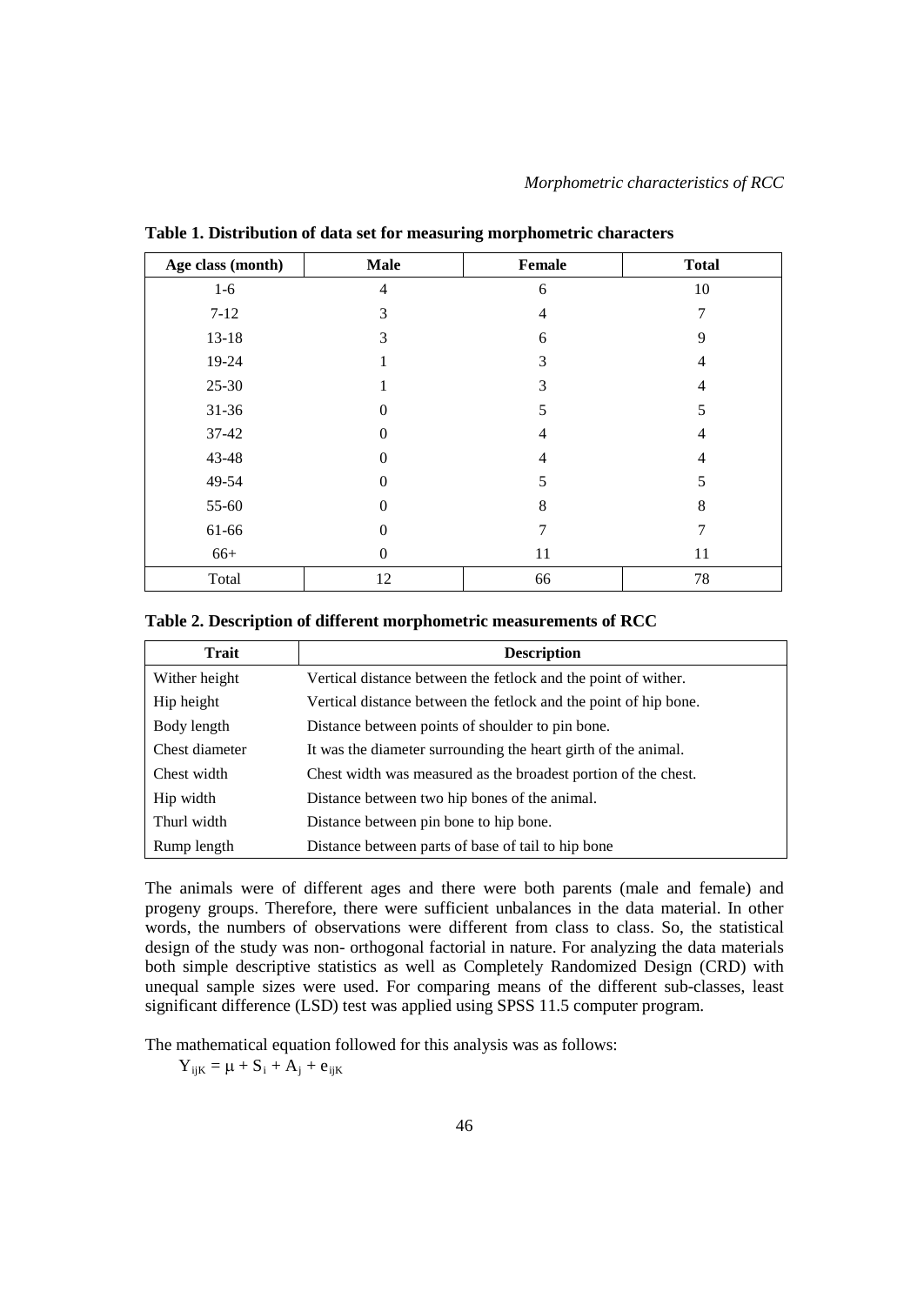**Table 1. Distribution of data set for measuring morphometric characters**

| Age class (month) | Male | Female | Total |
|---|---|---|---|
| 1-6 | 4 | 6 | 10 |
| 7-12 | 3 | 4 | 7 |
| 13-18 | 3 | 6 | 9 |
| 19-24 | 1 | 3 | 4 |
| 25-30 | 1 | 3 | 4 |
| 31-36 | 0 | 5 | 5 |
| 37-42 | 0 | 4 | 4 |
| 43-48 | 0 | 4 | 4 |
| 49-54 | 0 | 5 | 5 |
| 55-60 | 0 | 8 | 8 |
| 61-66 | 0 | 7 | 7 |
| 66+ | 0 | 11 | 11 |
| Total | 12 | 66 | 78 |

**Table 2. Description of different morphometric measurements of RCC**

| Trait | Description |
|---|---|
| Wither height | Vertical distance between the fetlock and the point of wither. |
| Hip height | Vertical distance between the fetlock and the point of hip bone. |
| Body length | Distance between points of shoulder to pin bone. |
| Chest diameter | It was the diameter surrounding the heart girth of the animal. |
| Chest width | Chest width was measured as the broadest portion of the chest. |
| Hip width | Distance between two hip bones of the animal. |
| Thurl width | Distance between pin bone to hip bone. |
| Rump length | Distance between parts of base of tail to hip bone |

The animals were of different ages and there were both parents (male and female) and progeny groups. Therefore, there were sufficient unbalances in the data material. In other words, the numbers of observations were different from class to class. So, the statistical design of the study was non- orthogonal factorial in nature. For analyzing the data materials both simple descriptive statistics as well as Completely Randomized Design (CRD) with unequal sample sizes were used. For comparing means of the different sub-classes, least significant difference (LSD) test was applied using SPSS 11.5 computer program.

The mathematical equation followed for this analysis was as follows:

$$Y_{ijK} = \mu + S_i + A_j + e_{ijK}$$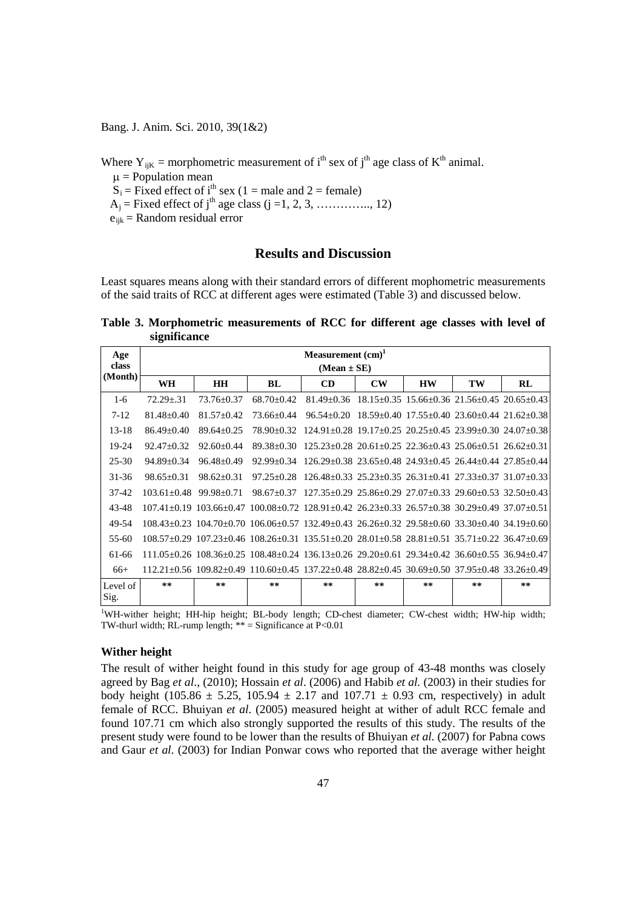Where $Y_{ijK}$ = morphometric measurement of $i^{th}$ sex of $j^{th}$ age class of $K^{th}$ animal.

$\mu$ = Population mean

$S_i$ = Fixed effect of $i^{th}$ sex (1 = male and 2 = female)

$A_j$ = Fixed effect of $j^{th}$ age class (j =1, 2, 3, ………….., 12)

$e_{ijk}$ = Random residual error

## Results and Discussion

Least squares means along with their standard errors of different mophometric measurements of the said traits of RCC at different ages were estimated (Table 3) and discussed below.

**Table 3. Morphometric measurements of RCC for different age classes with level of significance**

| Age class (Month) | Measurement (cm)[1] (Mean ± SE) | | | | | | | |
|---|---|---|---|---|---|---|---|---|
| | WH | HH | BL | CD | CW | HW | TW | RL |
| 1-6 | 72.29±.31 | 73.76±0.37 | 68.70±0.42 | 81.49±0.36 | 18.15±0.35 | 15.66±0.36 | 21.56±0.45 | 20.65±0.43 |
| 7-12 | 81.48±0.40 | 81.57±0.42 | 73.66±0.44 | 96.54±0.20 | 18.59±0.40 | 17.55±0.40 | 23.60±0.44 | 21.62±0.38 |
| 13-18 | 86.49±0.40 | 89.64±0.25 | 78.90±0.32 | 124.91±0.28 | 19.17±0.25 | 20.25±0.45 | 23.99±0.30 | 24.07±0.38 |
| 19-24 | 92.47±0.32 | 92.60±0.44 | 89.38±0.30 | 125.23±0.28 | 20.61±0.25 | 22.36±0.43 | 25.06±0.51 | 26.62±0.31 |
| 25-30 | 94.89±0.34 | 96.48±0.49 | 92.99±0.34 | 126.29±0.38 | 23.65±0.48 | 24.93±0.45 | 26.44±0.44 | 27.85±0.44 |
| 31-36 | 98.65±0.31 | 98.62±0.31 | 97.25±0.28 | 126.48±0.33 | 25.23±0.35 | 26.31±0.41 | 27.33±0.37 | 31.07±0.33 |
| 37-42 | 103.61±0.48 | 99.98±0.71 | 98.67±0.37 | 127.35±0.29 | 25.86±0.29 | 27.07±0.33 | 29.60±0.53 | 32.50±0.43 |
| 43-48 | 107.41±0.19 | 103.66±0.47 | 100.08±0.72 | 128.91±0.42 | 26.23±0.33 | 26.57±0.38 | 30.29±0.49 | 37.07±0.51 |
| 49-54 | 108.43±0.23 | 104.70±0.70 | 106.06±0.57 | 132.49±0.43 | 26.26±0.32 | 29.58±0.60 | 33.30±0.40 | 34.19±0.60 |
| 55-60 | 108.57±0.29 | 107.23±0.46 | 108.26±0.31 | 135.51±0.20 | 28.01±0.58 | 28.81±0.51 | 35.71±0.22 | 36.47±0.69 |
| 61-66 | 111.05±0.26 | 108.36±0.25 | 108.48±0.24 | 136.13±0.26 | 29.20±0.61 | 29.34±0.42 | 36.60±0.55 | 36.94±0.47 |
| 66+ | 112.21±0.56 | 109.82±0.49 | 110.60±0.45 | 137.22±0.48 | 28.82±0.45 | 30.69±0.50 | 37.95±0.48 | 33.26±0.49 |
| Level of Sig. | ** | ** | ** | ** | ** | ** | ** | ** |

[1]WH-wither height; HH-hip height; BL-body length; CD-chest diameter; CW-chest width; HW-hip width; TW-thurl width; RL-rump length; ** = Significance at P<0.01

### Wither height

The result of wither height found in this study for age group of 43-48 months was closely agreed by Bag *et al*., (2010); Hossain *et al*. (2006) and Habib *et al.* (2003) in their studies for body height (105.86 ± 5.25, 105.94 ± 2.17 and 107.71 ± 0.93 cm, respectively) in adult female of RCC. Bhuiyan *et al*. (2005) measured height at wither of adult RCC female and found 107.71 cm which also strongly supported the results of this study. The results of the present study were found to be lower than the results of Bhuiyan *et al*. (2007) for Pabna cows and Gaur *et al*. (2003) for Indian Ponwar cows who reported that the average wither height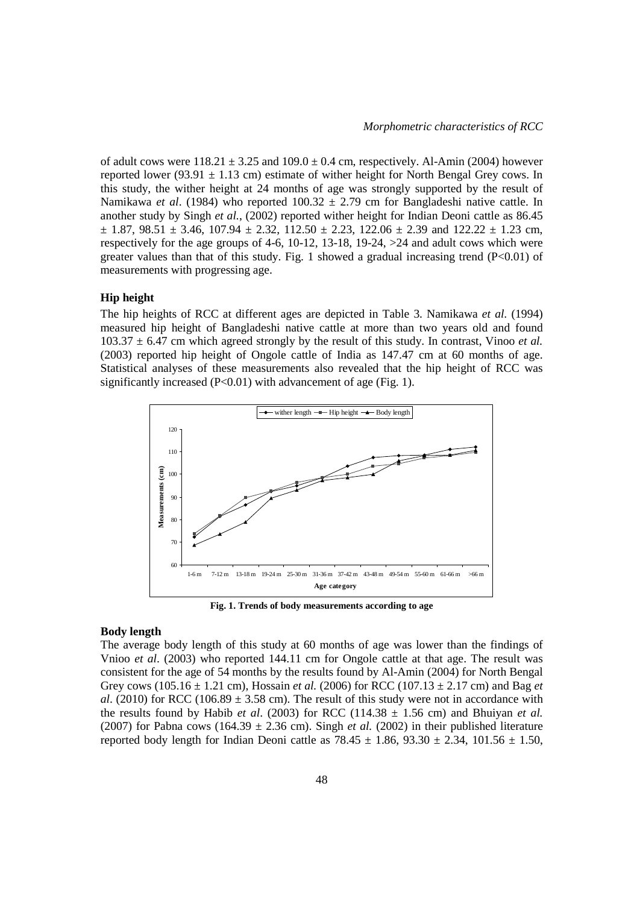of adult cows were 118.21 ± 3.25 and 109.0 ± 0.4 cm, respectively. Al-Amin (2004) however reported lower (93.91 ± 1.13 cm) estimate of wither height for North Bengal Grey cows. In this study, the wither height at 24 months of age was strongly supported by the result of Namikawa *et al*. (1984) who reported 100.32 ± 2.79 cm for Bangladeshi native cattle. In another study by Singh *et al.*, (2002) reported wither height for Indian Deoni cattle as 86.45 ± 1.87, 98.51 ± 3.46, 107.94 ± 2.32, 112.50 ± 2.23, 122.06 ± 2.39 and 122.22 ± 1.23 cm, respectively for the age groups of 4-6, 10-12, 13-18, 19-24, >24 and adult cows which were greater values than that of this study. Fig. 1 showed a gradual increasing trend ($P<0.01$) of measurements with progressing age.

### Hip height

The hip heights of RCC at different ages are depicted in Table 3. Namikawa *et al.* (1994) measured hip height of Bangladeshi native cattle at more than two years old and found 103.37 ± 6.47 cm which agreed strongly by the result of this study. In contrast, Vinoo *et al.* (2003) reported hip height of Ongole cattle of India as 147.47 cm at 60 months of age. Statistical analyses of these measurements also revealed that the hip height of RCC was significantly increased ($P<0.01$) with advancement of age (Fig. 1).

**Fig. 1. Trends of body measurements according to age**

### Body length

The average body length of this study at 60 months of age was lower than the findings of Vnioo *et al*. (2003) who reported 144.11 cm for Ongole cattle at that age. The result was consistent for the age of 54 months by the results found by Al-Amin (2004) for North Bengal Grey cows (105.16 ± 1.21 cm), Hossain *et al.* (2006) for RCC (107.13 ± 2.17 cm) and Bag *et al*. (2010) for RCC (106.89 ± 3.58 cm). The result of this study were not in accordance with the results found by Habib *et al*. (2003) for RCC (114.38 ± 1.56 cm) and Bhuiyan *et al.* (2007) for Pabna cows (164.39 ± 2.36 cm). Singh *et al.* (2002) in their published literature reported body length for Indian Deoni cattle as 78.45 ± 1.86, 93.30 ± 2.34, 101.56 ± 1.50,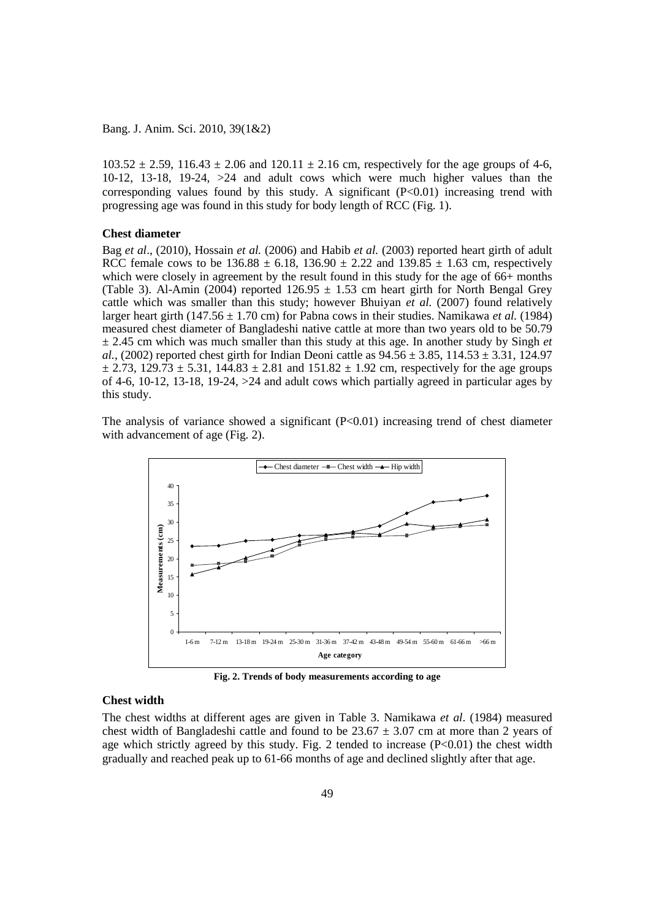103.52 ± 2.59, 116.43 ± 2.06 and 120.11 ± 2.16 cm, respectively for the age groups of 4-6, 10-12, 13-18, 19-24, >24 and adult cows which were much higher values than the corresponding values found by this study. A significant ($P<0.01$) increasing trend with progressing age was found in this study for body length of RCC (Fig. 1).

### Chest diameter

Bag *et al*., (2010), Hossain *et al.* (2006) and Habib *et al.* (2003) reported heart girth of adult RCC female cows to be 136.88 ± 6.18, 136.90 ± 2.22 and 139.85 ± 1.63 cm, respectively which were closely in agreement by the result found in this study for the age of 66+ months (Table 3). Al-Amin (2004) reported 126.95 ± 1.53 cm heart girth for North Bengal Grey cattle which was smaller than this study; however Bhuiyan *et al.* (2007) found relatively larger heart girth (147.56 ± 1.70 cm) for Pabna cows in their studies. Namikawa *et al.* (1984) measured chest diameter of Bangladeshi native cattle at more than two years old to be 50.79 ± 2.45 cm which was much smaller than this study at this age. In another study by Singh *et al.*, (2002) reported chest girth for Indian Deoni cattle as 94.56 ± 3.85, 114.53 ± 3.31, 124.97 ± 2.73, 129.73 ± 5.31, 144.83 ± 2.81 and 151.82 ± 1.92 cm, respectively for the age groups of 4-6, 10-12, 13-18, 19-24, >24 and adult cows which partially agreed in particular ages by this study.

The analysis of variance showed a significant ($P<0.01$) increasing trend of chest diameter with advancement of age (Fig. 2).

**Fig. 2. Trends of body measurements according to age**

### Chest width

The chest widths at different ages are given in Table 3. Namikawa *et al*. (1984) measured chest width of Bangladeshi cattle and found to be 23.67 ± 3.07 cm at more than 2 years of age which strictly agreed by this study. Fig. 2 tended to increase ($P<0.01$) the chest width gradually and reached peak up to 61-66 months of age and declined slightly after that age.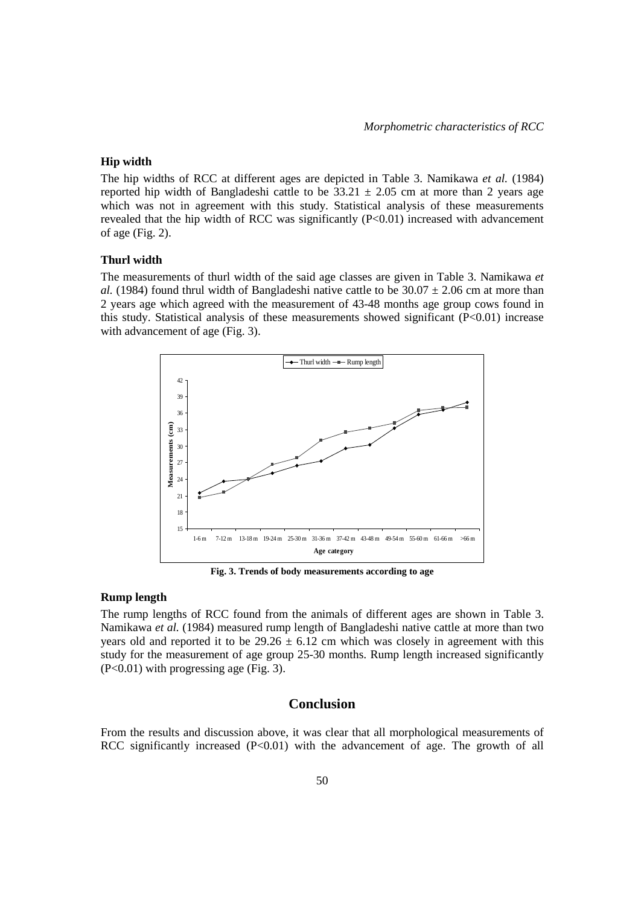### Hip width

The hip widths of RCC at different ages are depicted in Table 3. Namikawa *et al.* (1984) reported hip width of Bangladeshi cattle to be 33.21 ± 2.05 cm at more than 2 years age which was not in agreement with this study. Statistical analysis of these measurements revealed that the hip width of RCC was significantly (P<0.01) increased with advancement of age (Fig. 2).

### Thurl width

The measurements of thurl width of the said age classes are given in Table 3. Namikawa *et al.* (1984) found thrul width of Bangladeshi native cattle to be 30.07 ± 2.06 cm at more than 2 years age which agreed with the measurement of 43-48 months age group cows found in this study. Statistical analysis of these measurements showed significant (P<0.01) increase with advancement of age (Fig. 3).

**Fig. 3. Trends of body measurements according to age**

### Rump length

The rump lengths of RCC found from the animals of different ages are shown in Table 3. Namikawa *et al.* (1984) measured rump length of Bangladeshi native cattle at more than two years old and reported it to be 29.26 ± 6.12 cm which was closely in agreement with this study for the measurement of age group 25-30 months. Rump length increased significantly (P<0.01) with progressing age (Fig. 3).

## Conclusion

From the results and discussion above, it was clear that all morphological measurements of RCC significantly increased (P<0.01) with the advancement of age. The growth of all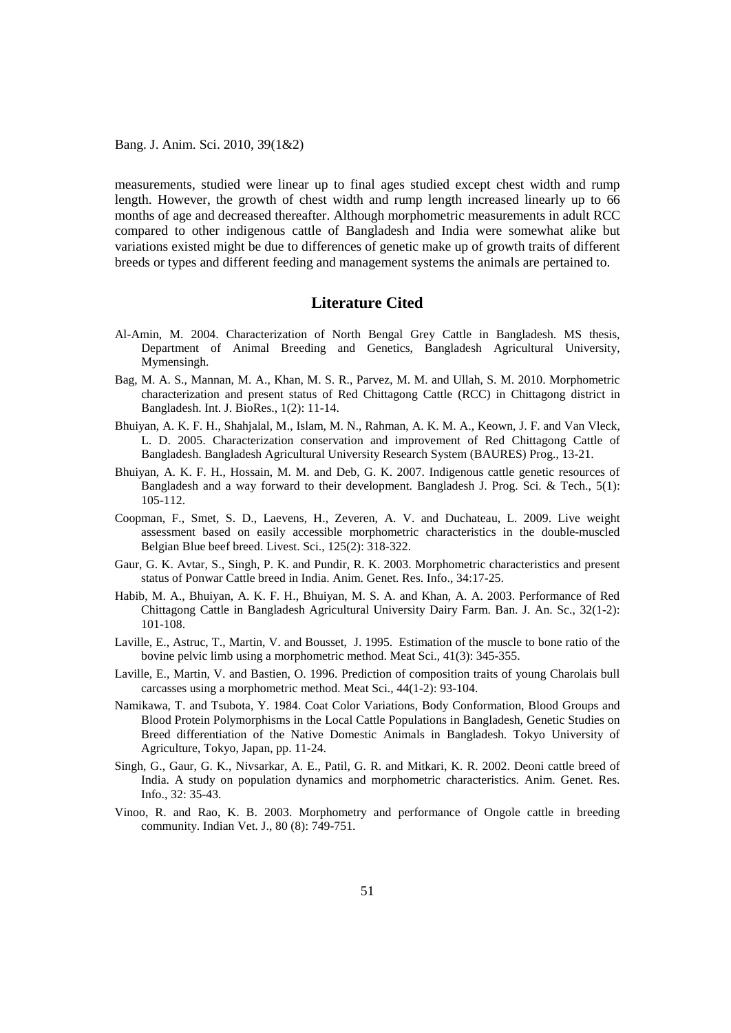measurements, studied were linear up to final ages studied except chest width and rump length. However, the growth of chest width and rump length increased linearly up to 66 months of age and decreased thereafter. Although morphometric measurements in adult RCC compared to other indigenous cattle of Bangladesh and India were somewhat alike but variations existed might be due to differences of genetic make up of growth traits of different breeds or types and different feeding and management systems the animals are pertained to.

## Literature Cited

Al-Amin, M. 2004. Characterization of North Bengal Grey Cattle in Bangladesh. MS thesis, Department of Animal Breeding and Genetics, Bangladesh Agricultural University, Mymensingh.

Bag, M. A. S., Mannan, M. A., Khan, M. S. R., Parvez, M. M. and Ullah, S. M. 2010. Morphometric characterization and present status of Red Chittagong Cattle (RCC) in Chittagong district in Bangladesh. Int. J. BioRes., 1(2): 11-14.

Bhuiyan, A. K. F. H., Shahjalal, M., Islam, M. N., Rahman, A. K. M. A., Keown, J. F. and Van Vleck, L. D. 2005. Characterization conservation and improvement of Red Chittagong Cattle of Bangladesh. Bangladesh Agricultural University Research System (BAURES) Prog., 13-21.

Bhuiyan, A. K. F. H., Hossain, M. M. and Deb, G. K. 2007. Indigenous cattle genetic resources of Bangladesh and a way forward to their development. Bangladesh J. Prog. Sci. & Tech., 5(1): 105-112.

Coopman, F., Smet, S. D., Laevens, H., Zeveren, A. V. and Duchateau, L. 2009. Live weight assessment based on easily accessible morphometric characteristics in the double-muscled Belgian Blue beef breed. Livest. Sci., 125(2): 318-322.

Gaur, G. K. Avtar, S., Singh, P. K. and Pundir, R. K. 2003. Morphometric characteristics and present status of Ponwar Cattle breed in India. Anim. Genet. Res. Info., 34:17-25.

Habib, M. A., Bhuiyan, A. K. F. H., Bhuiyan, M. S. A. and Khan, A. A. 2003. Performance of Red Chittagong Cattle in Bangladesh Agricultural University Dairy Farm. Ban. J. An. Sc., 32(1-2): 101-108.

Laville, E., Astruc, T., Martin, V. and Bousset, J. 1995. Estimation of the muscle to bone ratio of the bovine pelvic limb using a morphometric method. Meat Sci., 41(3): 345-355.

Laville, E., Martin, V. and Bastien, O. 1996. Prediction of composition traits of young Charolais bull carcasses using a morphometric method. Meat Sci., 44(1-2): 93-104.

Namikawa, T. and Tsubota, Y. 1984. Coat Color Variations, Body Conformation, Blood Groups and Blood Protein Polymorphisms in the Local Cattle Populations in Bangladesh, Genetic Studies on Breed differentiation of the Native Domestic Animals in Bangladesh. Tokyo University of Agriculture, Tokyo, Japan, pp. 11-24.

Singh, G., Gaur, G. K., Nivsarkar, A. E., Patil, G. R. and Mitkari, K. R. 2002. Deoni cattle breed of India. A study on population dynamics and morphometric characteristics. Anim. Genet. Res. Info., 32: 35-43.

Vinoo, R. and Rao, K. B. 2003. Morphometry and performance of Ongole cattle in breeding community. Indian Vet. J., 80 (8): 749-751.